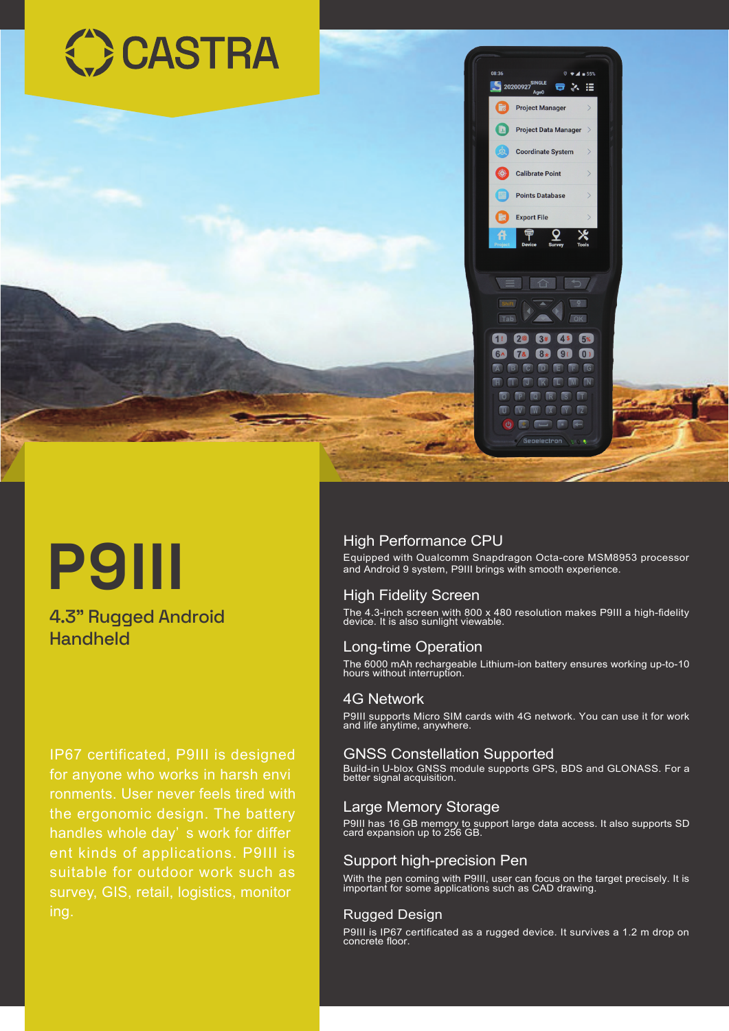CASTRA

# P9III

## 4.3" Rugged Android Handheld

IP67 certificated, P9III is designed for anyone who works in harsh envi ronments. User never feels tired with the ergonomic design. The battery handles whole day' s work for differ ent kinds of applications. P9III is suitable for outdoor work such as survey, GIS, retail, logistics, monitor ing.

### High Performance CPU

Equipped with Qualcomm Snapdragon Octa-core MSM8953 processor and Android 9 system, P9III brings with smooth experience.

### High Fidelity Screen

The 4.3-inch screen with 800 x 480 resolution makes P9III a high-fidelity device. It is also sunlight viewable.

### Long-time Operation

The 6000 mAh rechargeable Lithium-ion battery ensures working up-to-10 hours without interruption.

### 4G Network

P9III supports Micro SIM cards with 4G network. You can use it for work and life anytime, anywhere.

### GNSS Constellation Supported

Build-in U-blox GNSS module supports GPS, BDS and GLONASS. For a better signal acquisition.

### Large Memory Storage

P9III has 16 GB memory to support large data access. It also supports SD card expansion up to 256 GB.

### Support high-precision Pen

With the pen coming with P9III, user can focus on the target precisely. It is important for some applications such as CAD drawing.

### Rugged Design

P9III is IP67 certificated as a rugged device. It survives a 1.2 m drop on concrete floor.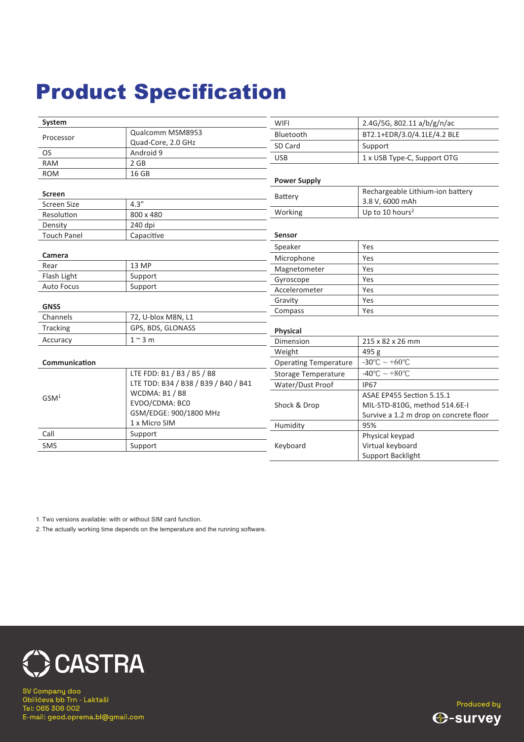# Product Specification

| System | |
|---|---|
| Processor | Qualcomm MSM8953<br>Quad-Core, 2.0 GHz |
| OS | Android 9 |
| RAM | 2 GB |
| ROM | 16 GB |

| Screen | |
|---|---|
| Screen Size | 4.3” |
| Resolution | 800 x 480 |
| Density | 240 dpi |
| Touch Panel | Capacitive |

| Camera | |
|---|---|
| Rear | 13 MP |
| Flash Light | Support |
| Auto Focus | Support |

| GNSS | |
|---|---|
| Channels | 72, U-blox M8N, L1 |
| Tracking | GPS, BDS, GLONASS |
| Accuracy | 1 ~ 3 m |

| Communication | |
|---|---|
| GSM[1] | LTE FDD: B1 / B3 / B5 / B8<br>LTE TDD: B34 / B38 / B39 / B40 / B41<br>WCDMA: B1 / B8<br>EVDO/CDMA: BC0<br>GSM/EDGE: 900/1800 MHz<br>1 x Micro SIM |
| Call | Support |
| SMS | Support |

| | |
|---|---|
| WIFI | 2.4G/5G, 802.11 a/b/g/n/ac |
| Bluetooth | BT2.1+EDR/3.0/4.1LE/4.2 BLE |
| SD Card | Support |
| USB | 1 x USB Type-C, Support OTG |

| Power Supply | |
|---|---|
| Battery | Rechargeable Lithium-ion battery<br>3.8 V, 6000 mAh |
| Working | Up to 10 hours[2] |

| Sensor | |
|---|---|
| Speaker | Yes |
| Microphone | Yes |
| Magnetometer | Yes |
| Gyroscope | Yes |
| Accelerometer | Yes |
| Gravity | Yes |
| Compass | Yes |

| Physical | |
|---|---|
| Dimension | 215 x 82 x 26 mm |
| Weight | 495 g |
| Operating Temperature | -30℃ ~ +60℃ |
| Storage Temperature | -40℃ ~ +80℃ |
| Water/Dust Proof | IP67 |
| Shock & Drop | ASAE EP455 Section 5.15.1<br>MIL-STD-810G, method 514.6E-I<br>Survive a 1.2 m drop on concrete floor |
| Humidity | 95% |
| Keyboard | Physical keypad<br>Virtual keyboard<br>Support Backlight |

1. Two versions available: with or without SIM card function.
2. The actually working time depends on the temperature and the running software.

CASTRA

SV Company doo
Obilićeva bb Trn - Laktaši
Tel: 065 306 002
E-mail: geod.oprema.bl@gmail.com

Produced by
e-survey